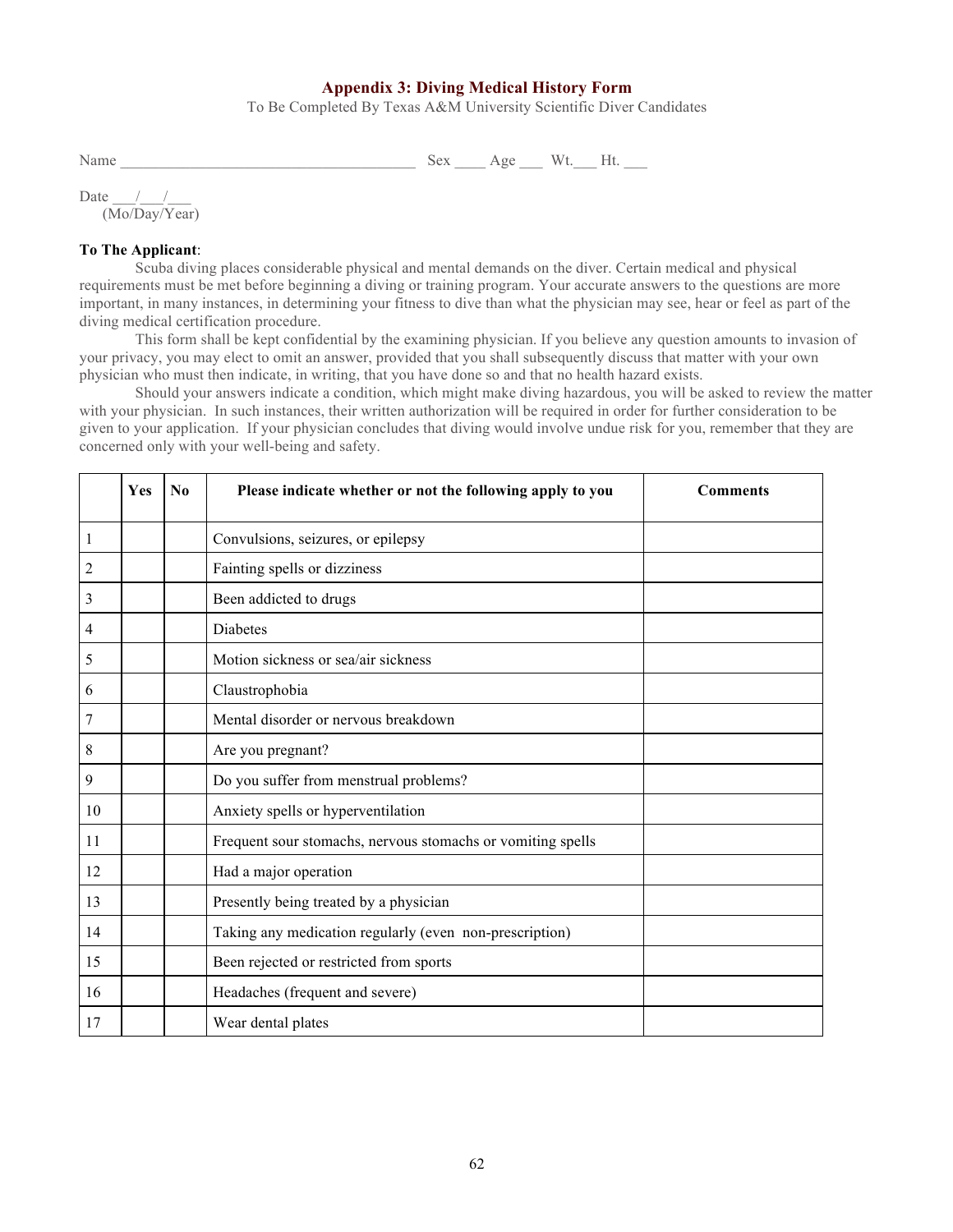## Appendix 3: Diving Medical History Form

To Be Completed By Texas A&M University Scientific Diver Candidates

Name ______________________________________ Sex ____ Age ___ Wt.___ Ht. ___

Date ___/___/___
(Mo/Day/Year)

**To The Applicant**:

Scuba diving places considerable physical and mental demands on the diver. Certain medical and physical requirements must be met before beginning a diving or training program. Your accurate answers to the questions are more important, in many instances, in determining your fitness to dive than what the physician may see, hear or feel as part of the diving medical certification procedure.

This form shall be kept confidential by the examining physician. If you believe any question amounts to invasion of your privacy, you may elect to omit an answer, provided that you shall subsequently discuss that matter with your own physician who must then indicate, in writing, that you have done so and that no health hazard exists.

Should your answers indicate a condition, which might make diving hazardous, you will be asked to review the matter with your physician. In such instances, their written authorization will be required in order for further consideration to be given to your application. If your physician concludes that diving would involve undue risk for you, remember that they are concerned only with your well-being and safety.

| | Yes | No | Please indicate whether or not the following apply to you | Comments |
|---|---|---|---|---|
| 1 | | | Convulsions, seizures, or epilepsy | |
| 2 | | | Fainting spells or dizziness | |
| 3 | | | Been addicted to drugs | |
| 4 | | | Diabetes | |
| 5 | | | Motion sickness or sea/air sickness | |
| 6 | | | Claustrophobia | |
| 7 | | | Mental disorder or nervous breakdown | |
| 8 | | | Are you pregnant? | |
| 9 | | | Do you suffer from menstrual problems? | |
| 10 | | | Anxiety spells or hyperventilation | |
| 11 | | | Frequent sour stomachs, nervous stomachs or vomiting spells | |
| 12 | | | Had a major operation | |
| 13 | | | Presently being treated by a physician | |
| 14 | | | Taking any medication regularly (even non-prescription) | |
| 15 | | | Been rejected or restricted from sports | |
| 16 | | | Headaches (frequent and severe) | |
| 17 | | | Wear dental plates | |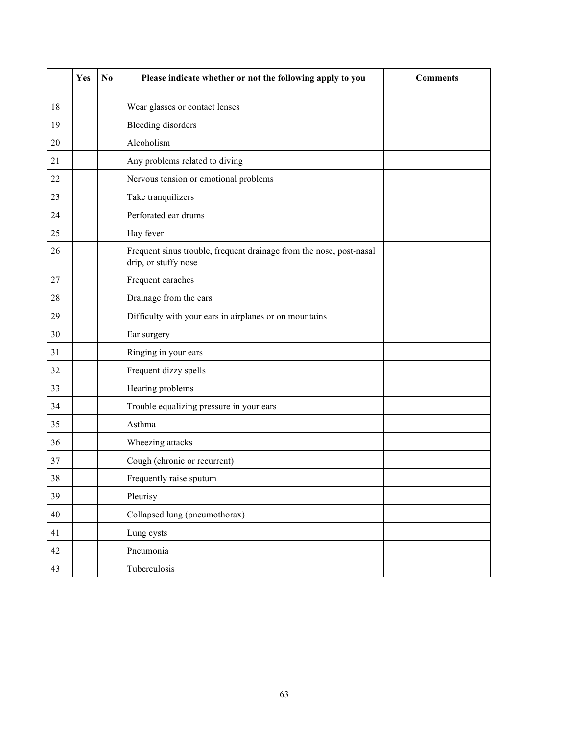| | Yes | No | Please indicate whether or not the following apply to you | Comments |
|---|---|---|---|---|
| 18 | | | Wear glasses or contact lenses | |
| 19 | | | Bleeding disorders | |
| 20 | | | Alcoholism | |
| 21 | | | Any problems related to diving | |
| 22 | | | Nervous tension or emotional problems | |
| 23 | | | Take tranquilizers | |
| 24 | | | Perforated ear drums | |
| 25 | | | Hay fever | |
| 26 | | | Frequent sinus trouble, frequent drainage from the nose, post-nasal drip, or stuffy nose | |
| 27 | | | Frequent earaches | |
| 28 | | | Drainage from the ears | |
| 29 | | | Difficulty with your ears in airplanes or on mountains | |
| 30 | | | Ear surgery | |
| 31 | | | Ringing in your ears | |
| 32 | | | Frequent dizzy spells | |
| 33 | | | Hearing problems | |
| 34 | | | Trouble equalizing pressure in your ears | |
| 35 | | | Asthma | |
| 36 | | | Wheezing attacks | |
| 37 | | | Cough (chronic or recurrent) | |
| 38 | | | Frequently raise sputum | |
| 39 | | | Pleurisy | |
| 40 | | | Collapsed lung (pneumothorax) | |
| 41 | | | Lung cysts | |
| 42 | | | Pneumonia | |
| 43 | | | Tuberculosis | |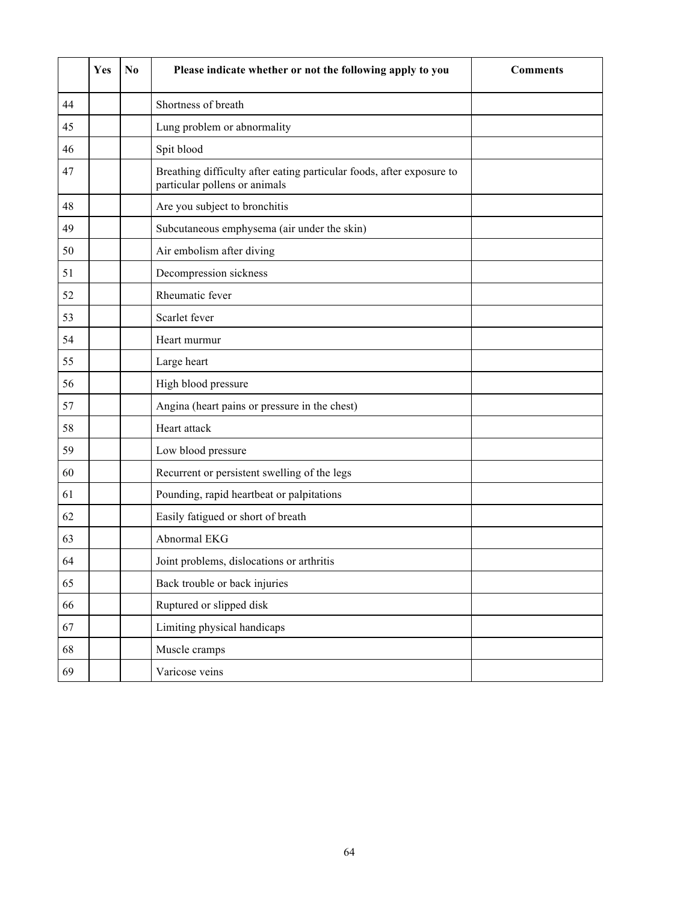| | Yes | No | Please indicate whether or not the following apply to you | Comments |
|---|---|---|---|---|
| 44 | | | Shortness of breath | |
| 45 | | | Lung problem or abnormality | |
| 46 | | | Spit blood | |
| 47 | | | Breathing difficulty after eating particular foods, after exposure to particular pollens or animals | |
| 48 | | | Are you subject to bronchitis | |
| 49 | | | Subcutaneous emphysema (air under the skin) | |
| 50 | | | Air embolism after diving | |
| 51 | | | Decompression sickness | |
| 52 | | | Rheumatic fever | |
| 53 | | | Scarlet fever | |
| 54 | | | Heart murmur | |
| 55 | | | Large heart | |
| 56 | | | High blood pressure | |
| 57 | | | Angina (heart pains or pressure in the chest) | |
| 58 | | | Heart attack | |
| 59 | | | Low blood pressure | |
| 60 | | | Recurrent or persistent swelling of the legs | |
| 61 | | | Pounding, rapid heartbeat or palpitations | |
| 62 | | | Easily fatigued or short of breath | |
| 63 | | | Abnormal EKG | |
| 64 | | | Joint problems, dislocations or arthritis | |
| 65 | | | Back trouble or back injuries | |
| 66 | | | Ruptured or slipped disk | |
| 67 | | | Limiting physical handicaps | |
| 68 | | | Muscle cramps | |
| 69 | | | Varicose veins | |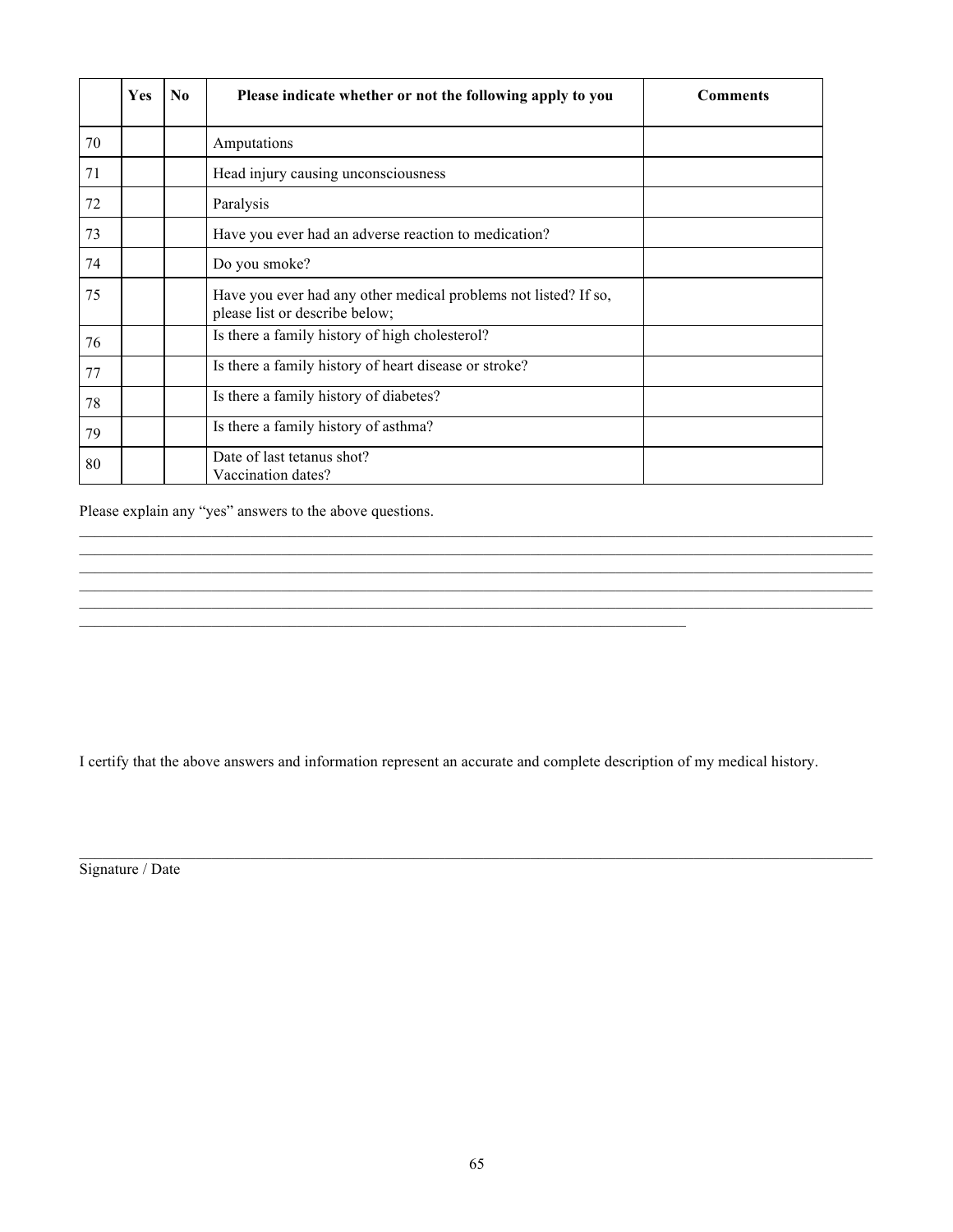| | Yes | No | Please indicate whether or not the following apply to you | Comments |
|---|---|---|---|---|
| 70 | | | Amputations | |
| 71 | | | Head injury causing unconsciousness | |
| 72 | | | Paralysis | |
| 73 | | | Have you ever had an adverse reaction to medication? | |
| 74 | | | Do you smoke? | |
| 75 | | | Have you ever had any other medical problems not listed? If so, please list or describe below; | |
| 76 | | | Is there a family history of high cholesterol? | |
| 77 | | | Is there a family history of heart disease or stroke? | |
| 78 | | | Is there a family history of diabetes? | |
| 79 | | | Is there a family history of asthma? | |
| 80 | | | Date of last tetanus shot?<br>Vaccination dates? | |

Please explain any "yes" answers to the above questions.

______________________________________________________________________________________________

______________________________________________________________________________________________

______________________________________________________________________________________________

______________________________________________________________________________________________

______________________________________________________________________________________________

___________________________________________________________________________

I certify that the above answers and information represent an accurate and complete description of my medical history.

______________________________________________________________________________________________

Signature / Date